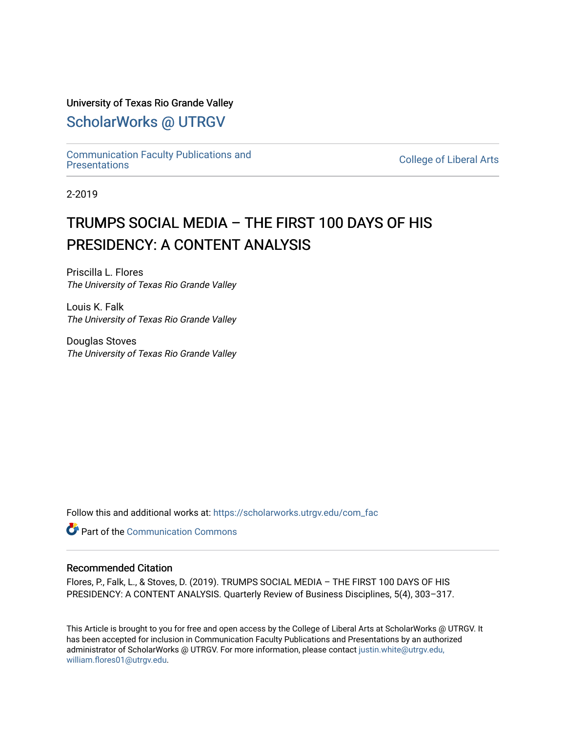University of Texas Rio Grande Valley

# ScholarWorks @ UTRGV

Communication Faculty Publications and Presentations

College of Liberal Arts

2-2019

# TRUMPS SOCIAL MEDIA – THE FIRST 100 DAYS OF HIS PRESIDENCY: A CONTENT ANALYSIS

Priscilla L. Flores
*The University of Texas Rio Grande Valley*

Louis K. Falk
*The University of Texas Rio Grande Valley*

Douglas Stoves
*The University of Texas Rio Grande Valley*

Follow this and additional works at: https://scholarworks.utrgv.edu/com_fac

Part of the Communication Commons

## Recommended Citation

Flores, P., Falk, L., & Stoves, D. (2019). TRUMPS SOCIAL MEDIA – THE FIRST 100 DAYS OF HIS PRESIDENCY: A CONTENT ANALYSIS. Quarterly Review of Business Disciplines, 5(4), 303–317.

This Article is brought to you for free and open access by the College of Liberal Arts at ScholarWorks @ UTRGV. It has been accepted for inclusion in Communication Faculty Publications and Presentations by an authorized administrator of ScholarWorks @ UTRGV. For more information, please contact justin.white@utrgv.edu, william.flores01@utrgv.edu.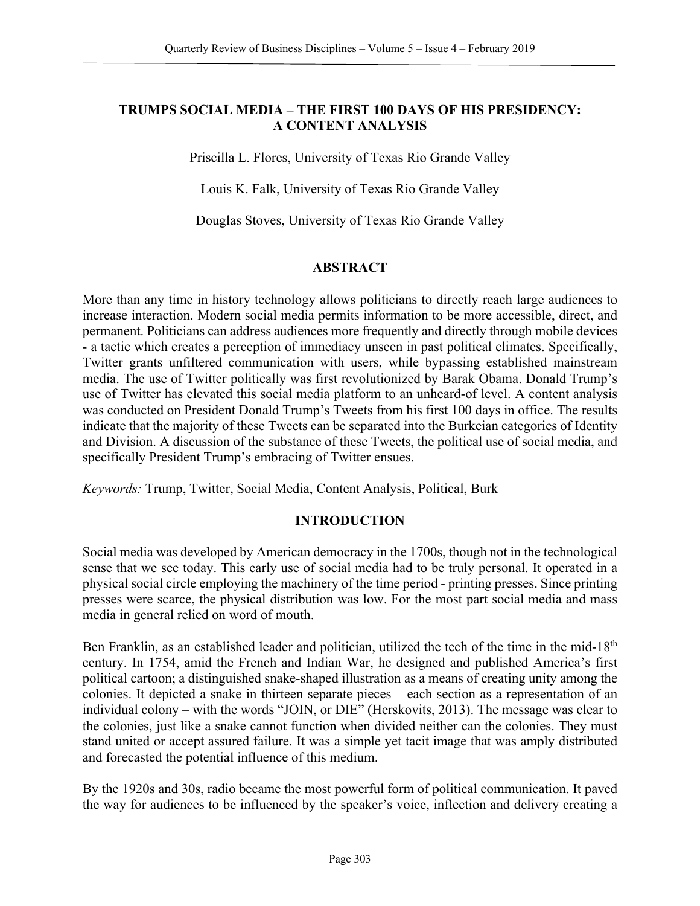## TRUMPS SOCIAL MEDIA – THE FIRST 100 DAYS OF HIS PRESIDENCY: A CONTENT ANALYSIS

Priscilla L. Flores, University of Texas Rio Grande Valley

Louis K. Falk, University of Texas Rio Grande Valley

Douglas Stoves, University of Texas Rio Grande Valley

### ABSTRACT

More than any time in history technology allows politicians to directly reach large audiences to increase interaction. Modern social media permits information to be more accessible, direct, and permanent. Politicians can address audiences more frequently and directly through mobile devices - a tactic which creates a perception of immediacy unseen in past political climates. Specifically, Twitter grants unfiltered communication with users, while bypassing established mainstream media. The use of Twitter politically was first revolutionized by Barak Obama. Donald Trump's use of Twitter has elevated this social media platform to an unheard-of level. A content analysis was conducted on President Donald Trump's Tweets from his first 100 days in office. The results indicate that the majority of these Tweets can be separated into the Burkeian categories of Identity and Division. A discussion of the substance of these Tweets, the political use of social media, and specifically President Trump's embracing of Twitter ensues.

*Keywords:* Trump, Twitter, Social Media, Content Analysis, Political, Burk

### INTRODUCTION

Social media was developed by American democracy in the 1700s, though not in the technological sense that we see today. This early use of social media had to be truly personal. It operated in a physical social circle employing the machinery of the time period - printing presses. Since printing presses were scarce, the physical distribution was low. For the most part social media and mass media in general relied on word of mouth.

Ben Franklin, as an established leader and politician, utilized the tech of the time in the mid-18th century. In 1754, amid the French and Indian War, he designed and published America's first political cartoon; a distinguished snake-shaped illustration as a means of creating unity among the colonies. It depicted a snake in thirteen separate pieces – each section as a representation of an individual colony – with the words "JOIN, or DIE" (Herskovits, 2013). The message was clear to the colonies, just like a snake cannot function when divided neither can the colonies. They must stand united or accept assured failure. It was a simple yet tacit image that was amply distributed and forecasted the potential influence of this medium.

By the 1920s and 30s, radio became the most powerful form of political communication. It paved the way for audiences to be influenced by the speaker's voice, inflection and delivery creating a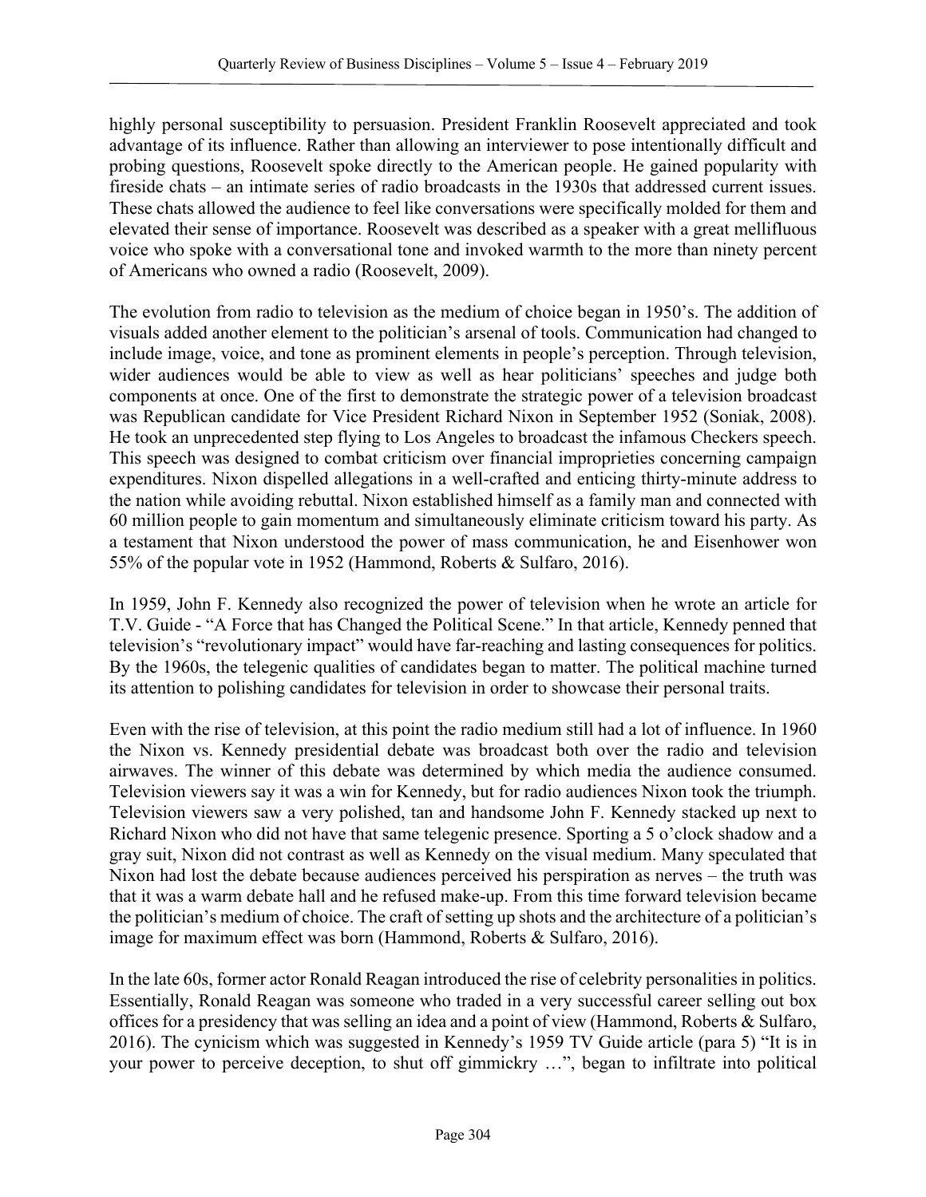highly personal susceptibility to persuasion. President Franklin Roosevelt appreciated and took advantage of its influence. Rather than allowing an interviewer to pose intentionally difficult and probing questions, Roosevelt spoke directly to the American people. He gained popularity with fireside chats – an intimate series of radio broadcasts in the 1930s that addressed current issues. These chats allowed the audience to feel like conversations were specifically molded for them and elevated their sense of importance. Roosevelt was described as a speaker with a great mellifluous voice who spoke with a conversational tone and invoked warmth to the more than ninety percent of Americans who owned a radio (Roosevelt, 2009).

The evolution from radio to television as the medium of choice began in 1950's. The addition of visuals added another element to the politician's arsenal of tools. Communication had changed to include image, voice, and tone as prominent elements in people's perception. Through television, wider audiences would be able to view as well as hear politicians' speeches and judge both components at once. One of the first to demonstrate the strategic power of a television broadcast was Republican candidate for Vice President Richard Nixon in September 1952 (Soniak, 2008). He took an unprecedented step flying to Los Angeles to broadcast the infamous Checkers speech. This speech was designed to combat criticism over financial improprieties concerning campaign expenditures. Nixon dispelled allegations in a well-crafted and enticing thirty-minute address to the nation while avoiding rebuttal. Nixon established himself as a family man and connected with 60 million people to gain momentum and simultaneously eliminate criticism toward his party. As a testament that Nixon understood the power of mass communication, he and Eisenhower won 55% of the popular vote in 1952 (Hammond, Roberts & Sulfaro, 2016).

In 1959, John F. Kennedy also recognized the power of television when he wrote an article for T.V. Guide - "A Force that has Changed the Political Scene." In that article, Kennedy penned that television's "revolutionary impact" would have far-reaching and lasting consequences for politics. By the 1960s, the telegenic qualities of candidates began to matter. The political machine turned its attention to polishing candidates for television in order to showcase their personal traits.

Even with the rise of television, at this point the radio medium still had a lot of influence. In 1960 the Nixon vs. Kennedy presidential debate was broadcast both over the radio and television airwaves. The winner of this debate was determined by which media the audience consumed. Television viewers say it was a win for Kennedy, but for radio audiences Nixon took the triumph. Television viewers saw a very polished, tan and handsome John F. Kennedy stacked up next to Richard Nixon who did not have that same telegenic presence. Sporting a 5 o'clock shadow and a gray suit, Nixon did not contrast as well as Kennedy on the visual medium. Many speculated that Nixon had lost the debate because audiences perceived his perspiration as nerves – the truth was that it was a warm debate hall and he refused make-up. From this time forward television became the politician's medium of choice. The craft of setting up shots and the architecture of a politician's image for maximum effect was born (Hammond, Roberts & Sulfaro, 2016).

In the late 60s, former actor Ronald Reagan introduced the rise of celebrity personalities in politics. Essentially, Ronald Reagan was someone who traded in a very successful career selling out box offices for a presidency that was selling an idea and a point of view (Hammond, Roberts & Sulfaro, 2016). The cynicism which was suggested in Kennedy's 1959 TV Guide article (para 5) "It is in your power to perceive deception, to shut off gimmickry …", began to infiltrate into political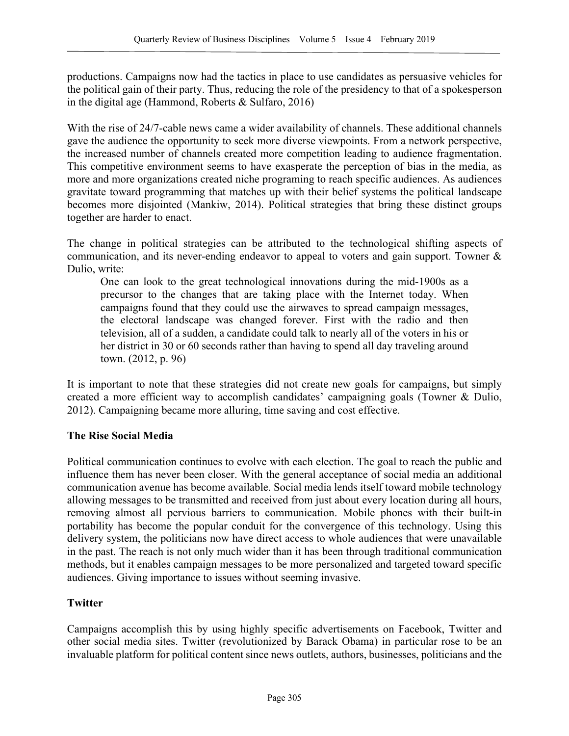productions. Campaigns now had the tactics in place to use candidates as persuasive vehicles for the political gain of their party. Thus, reducing the role of the presidency to that of a spokesperson in the digital age (Hammond, Roberts & Sulfaro, 2016)

With the rise of 24/7-cable news came a wider availability of channels. These additional channels gave the audience the opportunity to seek more diverse viewpoints. From a network perspective, the increased number of channels created more competition leading to audience fragmentation. This competitive environment seems to have exasperate the perception of bias in the media, as more and more organizations created niche programing to reach specific audiences. As audiences gravitate toward programming that matches up with their belief systems the political landscape becomes more disjointed (Mankiw, 2014). Political strategies that bring these distinct groups together are harder to enact.

The change in political strategies can be attributed to the technological shifting aspects of communication, and its never-ending endeavor to appeal to voters and gain support. Towner & Dulio, write:

> One can look to the great technological innovations during the mid-1900s as a precursor to the changes that are taking place with the Internet today. When campaigns found that they could use the airwaves to spread campaign messages, the electoral landscape was changed forever. First with the radio and then television, all of a sudden, a candidate could talk to nearly all of the voters in his or her district in 30 or 60 seconds rather than having to spend all day traveling around town. (2012, p. 96)

It is important to note that these strategies did not create new goals for campaigns, but simply created a more efficient way to accomplish candidates' campaigning goals (Towner & Dulio, 2012). Campaigning became more alluring, time saving and cost effective.

## The Rise Social Media

Political communication continues to evolve with each election. The goal to reach the public and influence them has never been closer. With the general acceptance of social media an additional communication avenue has become available. Social media lends itself toward mobile technology allowing messages to be transmitted and received from just about every location during all hours, removing almost all pervious barriers to communication. Mobile phones with their built-in portability has become the popular conduit for the convergence of this technology. Using this delivery system, the politicians now have direct access to whole audiences that were unavailable in the past. The reach is not only much wider than it has been through traditional communication methods, but it enables campaign messages to be more personalized and targeted toward specific audiences. Giving importance to issues without seeming invasive.

## Twitter

Campaigns accomplish this by using highly specific advertisements on Facebook, Twitter and other social media sites. Twitter (revolutionized by Barack Obama) in particular rose to be an invaluable platform for political content since news outlets, authors, businesses, politicians and the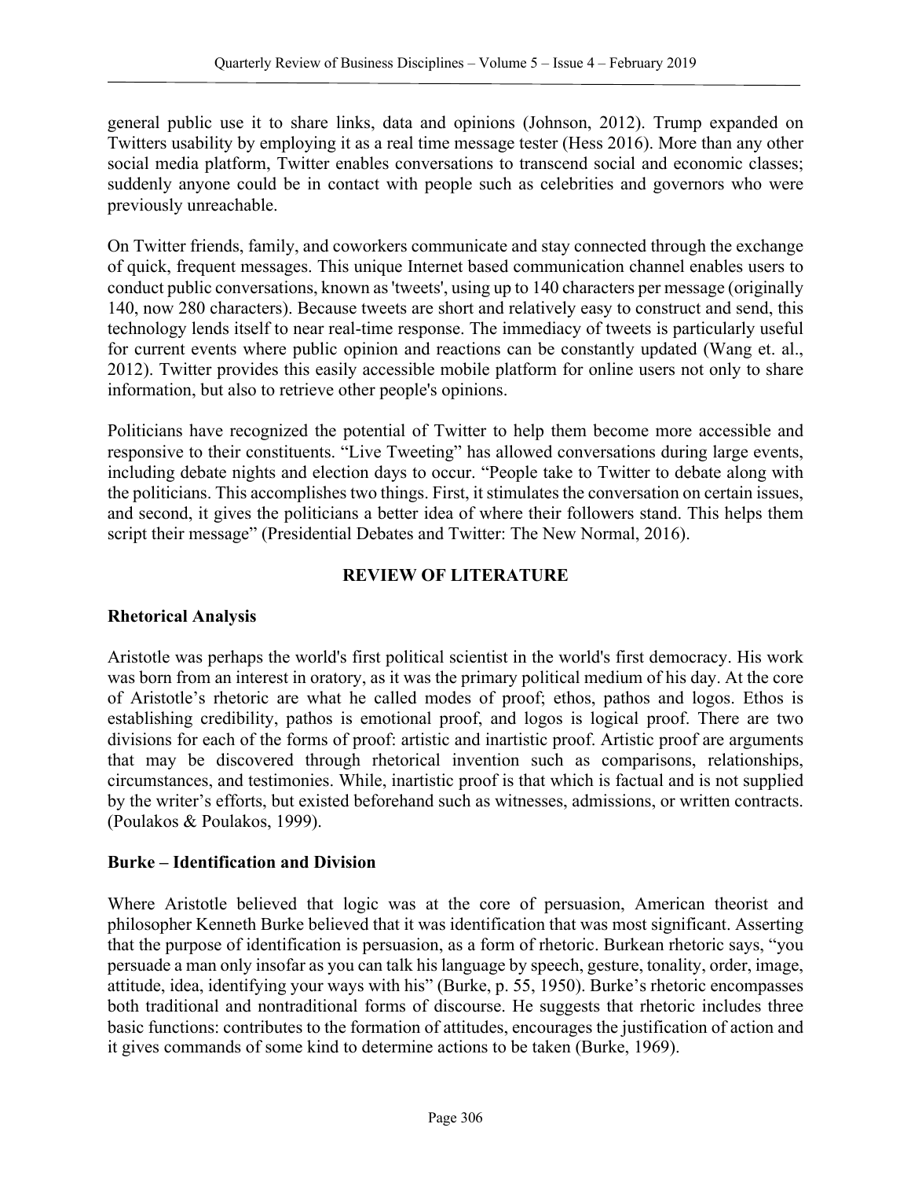general public use it to share links, data and opinions (Johnson, 2012). Trump expanded on Twitters usability by employing it as a real time message tester (Hess 2016). More than any other social media platform, Twitter enables conversations to transcend social and economic classes; suddenly anyone could be in contact with people such as celebrities and governors who were previously unreachable.

On Twitter friends, family, and coworkers communicate and stay connected through the exchange of quick, frequent messages. This unique Internet based communication channel enables users to conduct public conversations, known as 'tweets', using up to 140 characters per message (originally 140, now 280 characters). Because tweets are short and relatively easy to construct and send, this technology lends itself to near real-time response. The immediacy of tweets is particularly useful for current events where public opinion and reactions can be constantly updated (Wang et. al., 2012). Twitter provides this easily accessible mobile platform for online users not only to share information, but also to retrieve other people's opinions.

Politicians have recognized the potential of Twitter to help them become more accessible and responsive to their constituents. "Live Tweeting" has allowed conversations during large events, including debate nights and election days to occur. "People take to Twitter to debate along with the politicians. This accomplishes two things. First, it stimulates the conversation on certain issues, and second, it gives the politicians a better idea of where their followers stand. This helps them script their message" (Presidential Debates and Twitter: The New Normal, 2016).

## REVIEW OF LITERATURE

### Rhetorical Analysis

Aristotle was perhaps the world's first political scientist in the world's first democracy. His work was born from an interest in oratory, as it was the primary political medium of his day. At the core of Aristotle's rhetoric are what he called modes of proof; ethos, pathos and logos. Ethos is establishing credibility, pathos is emotional proof, and logos is logical proof. There are two divisions for each of the forms of proof: artistic and inartistic proof. Artistic proof are arguments that may be discovered through rhetorical invention such as comparisons, relationships, circumstances, and testimonies. While, inartistic proof is that which is factual and is not supplied by the writer's efforts, but existed beforehand such as witnesses, admissions, or written contracts. (Poulakos & Poulakos, 1999).

### Burke – Identification and Division

Where Aristotle believed that logic was at the core of persuasion, American theorist and philosopher Kenneth Burke believed that it was identification that was most significant. Asserting that the purpose of identification is persuasion, as a form of rhetoric. Burkean rhetoric says, "you persuade a man only insofar as you can talk his language by speech, gesture, tonality, order, image, attitude, idea, identifying your ways with his" (Burke, p. 55, 1950). Burke's rhetoric encompasses both traditional and nontraditional forms of discourse. He suggests that rhetoric includes three basic functions: contributes to the formation of attitudes, encourages the justification of action and it gives commands of some kind to determine actions to be taken (Burke, 1969).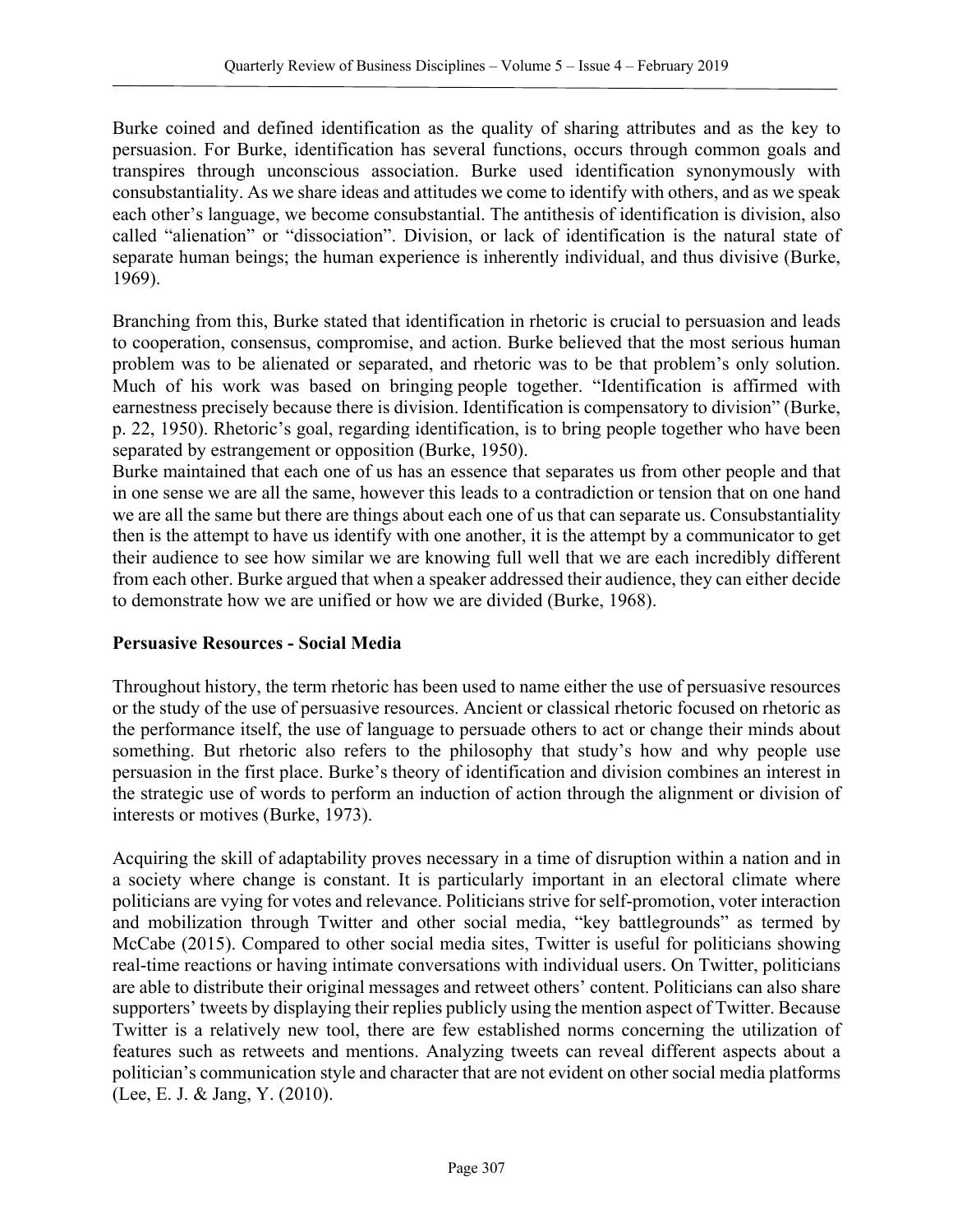Burke coined and defined identification as the quality of sharing attributes and as the key to persuasion. For Burke, identification has several functions, occurs through common goals and transpires through unconscious association. Burke used identification synonymously with consubstantiality. As we share ideas and attitudes we come to identify with others, and as we speak each other's language, we become consubstantial. The antithesis of identification is division, also called "alienation" or "dissociation". Division, or lack of identification is the natural state of separate human beings; the human experience is inherently individual, and thus divisive (Burke, 1969).

Branching from this, Burke stated that identification in rhetoric is crucial to persuasion and leads to cooperation, consensus, compromise, and action. Burke believed that the most serious human problem was to be alienated or separated, and rhetoric was to be that problem's only solution. Much of his work was based on bringing people together. "Identification is affirmed with earnestness precisely because there is division. Identification is compensatory to division" (Burke, p. 22, 1950). Rhetoric's goal, regarding identification, is to bring people together who have been separated by estrangement or opposition (Burke, 1950).

Burke maintained that each one of us has an essence that separates us from other people and that in one sense we are all the same, however this leads to a contradiction or tension that on one hand we are all the same but there are things about each one of us that can separate us. Consubstantiality then is the attempt to have us identify with one another, it is the attempt by a communicator to get their audience to see how similar we are knowing full well that we are each incredibly different from each other. Burke argued that when a speaker addressed their audience, they can either decide to demonstrate how we are unified or how we are divided (Burke, 1968).

**Persuasive Resources - Social Media**

Throughout history, the term rhetoric has been used to name either the use of persuasive resources or the study of the use of persuasive resources. Ancient or classical rhetoric focused on rhetoric as the performance itself, the use of language to persuade others to act or change their minds about something. But rhetoric also refers to the philosophy that study's how and why people use persuasion in the first place. Burke's theory of identification and division combines an interest in the strategic use of words to perform an induction of action through the alignment or division of interests or motives (Burke, 1973).

Acquiring the skill of adaptability proves necessary in a time of disruption within a nation and in a society where change is constant. It is particularly important in an electoral climate where politicians are vying for votes and relevance. Politicians strive for self-promotion, voter interaction and mobilization through Twitter and other social media, "key battlegrounds" as termed by McCabe (2015). Compared to other social media sites, Twitter is useful for politicians showing real-time reactions or having intimate conversations with individual users. On Twitter, politicians are able to distribute their original messages and retweet others' content. Politicians can also share supporters' tweets by displaying their replies publicly using the mention aspect of Twitter. Because Twitter is a relatively new tool, there are few established norms concerning the utilization of features such as retweets and mentions. Analyzing tweets can reveal different aspects about a politician's communication style and character that are not evident on other social media platforms (Lee, E. J. & Jang, Y. (2010).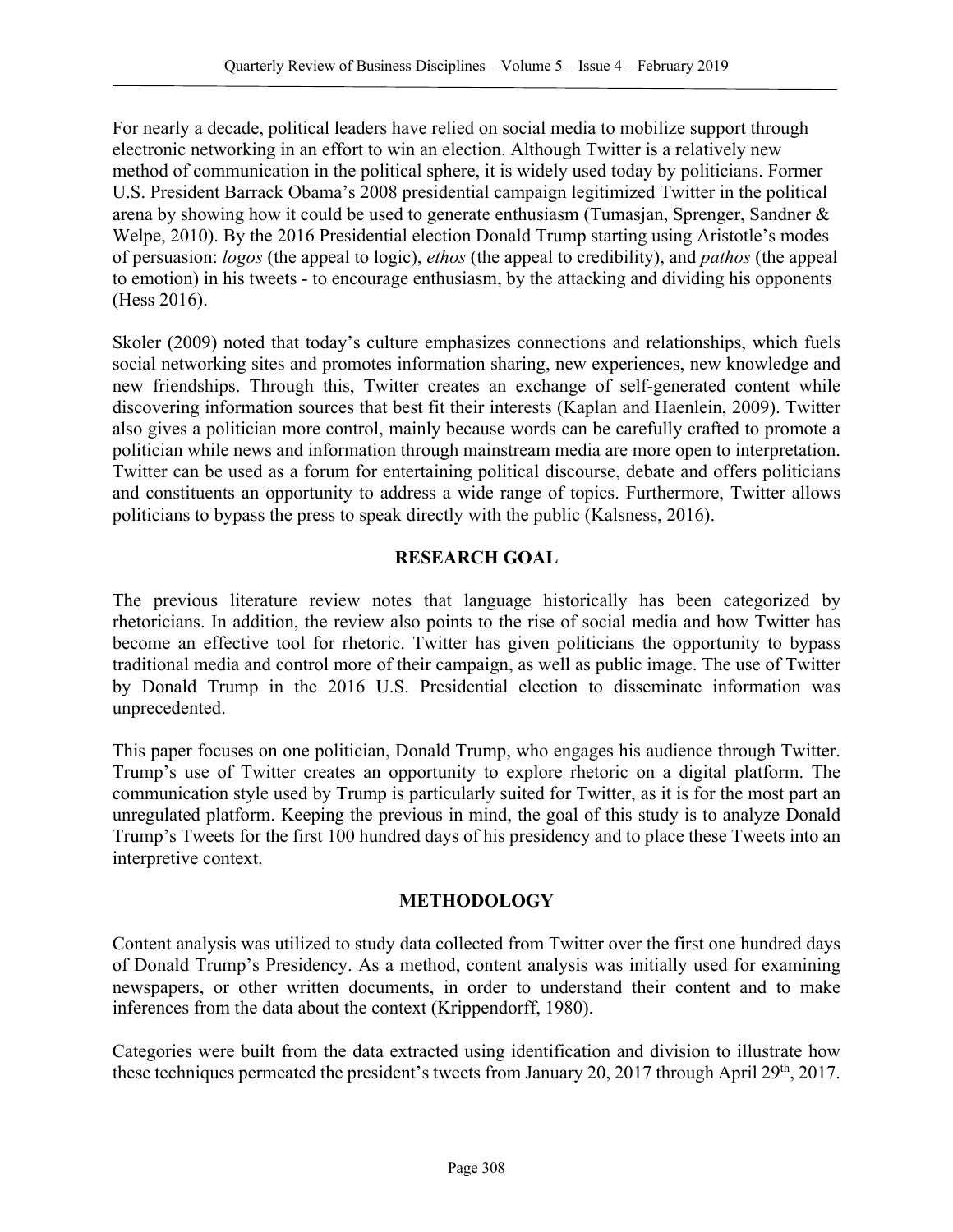For nearly a decade, political leaders have relied on social media to mobilize support through electronic networking in an effort to win an election. Although Twitter is a relatively new method of communication in the political sphere, it is widely used today by politicians. Former U.S. President Barrack Obama's 2008 presidential campaign legitimized Twitter in the political arena by showing how it could be used to generate enthusiasm (Tumasjan, Sprenger, Sandner & Welpe, 2010). By the 2016 Presidential election Donald Trump starting using Aristotle's modes of persuasion: *logos* (the appeal to logic), *ethos* (the appeal to credibility), and *pathos* (the appeal to emotion) in his tweets - to encourage enthusiasm, by the attacking and dividing his opponents (Hess 2016).

Skoler (2009) noted that today's culture emphasizes connections and relationships, which fuels social networking sites and promotes information sharing, new experiences, new knowledge and new friendships. Through this, Twitter creates an exchange of self-generated content while discovering information sources that best fit their interests (Kaplan and Haenlein, 2009). Twitter also gives a politician more control, mainly because words can be carefully crafted to promote a politician while news and information through mainstream media are more open to interpretation. Twitter can be used as a forum for entertaining political discourse, debate and offers politicians and constituents an opportunity to address a wide range of topics. Furthermore, Twitter allows politicians to bypass the press to speak directly with the public (Kalsness, 2016).

## RESEARCH GOAL

The previous literature review notes that language historically has been categorized by rhetoricians. In addition, the review also points to the rise of social media and how Twitter has become an effective tool for rhetoric. Twitter has given politicians the opportunity to bypass traditional media and control more of their campaign, as well as public image. The use of Twitter by Donald Trump in the 2016 U.S. Presidential election to disseminate information was unprecedented.

This paper focuses on one politician, Donald Trump, who engages his audience through Twitter. Trump's use of Twitter creates an opportunity to explore rhetoric on a digital platform. The communication style used by Trump is particularly suited for Twitter, as it is for the most part an unregulated platform. Keeping the previous in mind, the goal of this study is to analyze Donald Trump's Tweets for the first 100 hundred days of his presidency and to place these Tweets into an interpretive context.

## METHODOLOGY

Content analysis was utilized to study data collected from Twitter over the first one hundred days of Donald Trump's Presidency. As a method, content analysis was initially used for examining newspapers, or other written documents, in order to understand their content and to make inferences from the data about the context (Krippendorff, 1980).

Categories were built from the data extracted using identification and division to illustrate how these techniques permeated the president's tweets from January 20, 2017 through April 29th, 2017.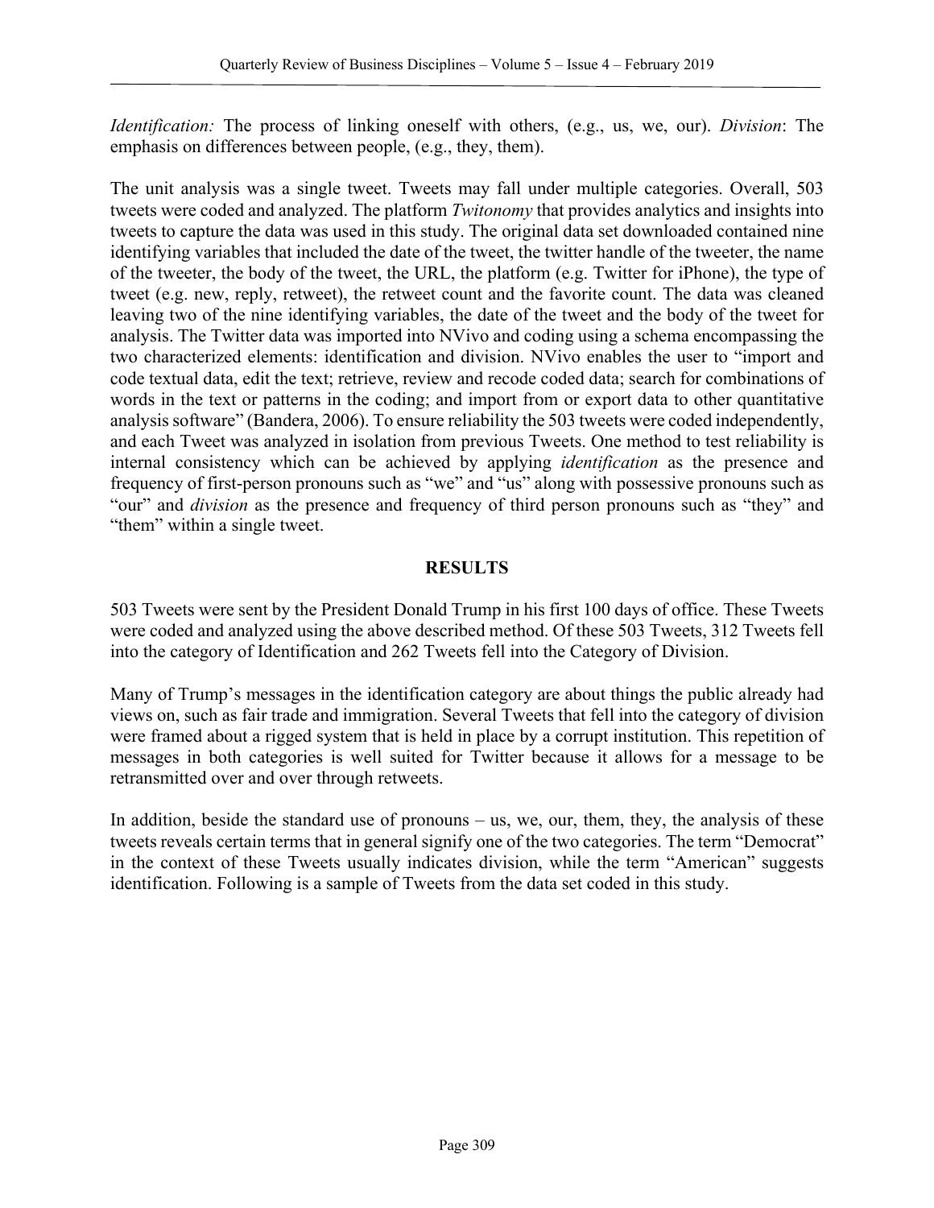*Identification:* The process of linking oneself with others, (e.g., us, we, our). *Division*: The emphasis on differences between people, (e.g., they, them).

The unit analysis was a single tweet. Tweets may fall under multiple categories. Overall, 503 tweets were coded and analyzed. The platform *Twitonomy* that provides analytics and insights into tweets to capture the data was used in this study. The original data set downloaded contained nine identifying variables that included the date of the tweet, the twitter handle of the tweeter, the name of the tweeter, the body of the tweet, the URL, the platform (e.g. Twitter for iPhone), the type of tweet (e.g. new, reply, retweet), the retweet count and the favorite count. The data was cleaned leaving two of the nine identifying variables, the date of the tweet and the body of the tweet for analysis. The Twitter data was imported into NVivo and coding using a schema encompassing the two characterized elements: identification and division. NVivo enables the user to "import and code textual data, edit the text; retrieve, review and recode coded data; search for combinations of words in the text or patterns in the coding; and import from or export data to other quantitative analysis software" (Bandera, 2006). To ensure reliability the 503 tweets were coded independently, and each Tweet was analyzed in isolation from previous Tweets. One method to test reliability is internal consistency which can be achieved by applying *identification* as the presence and frequency of first-person pronouns such as "we" and "us" along with possessive pronouns such as "our" and *division* as the presence and frequency of third person pronouns such as "they" and "them" within a single tweet.

## RESULTS

503 Tweets were sent by the President Donald Trump in his first 100 days of office. These Tweets were coded and analyzed using the above described method. Of these 503 Tweets, 312 Tweets fell into the category of Identification and 262 Tweets fell into the Category of Division.

Many of Trump's messages in the identification category are about things the public already had views on, such as fair trade and immigration. Several Tweets that fell into the category of division were framed about a rigged system that is held in place by a corrupt institution. This repetition of messages in both categories is well suited for Twitter because it allows for a message to be retransmitted over and over through retweets.

In addition, beside the standard use of pronouns – us, we, our, them, they, the analysis of these tweets reveals certain terms that in general signify one of the two categories. The term "Democrat" in the context of these Tweets usually indicates division, while the term "American" suggests identification. Following is a sample of Tweets from the data set coded in this study.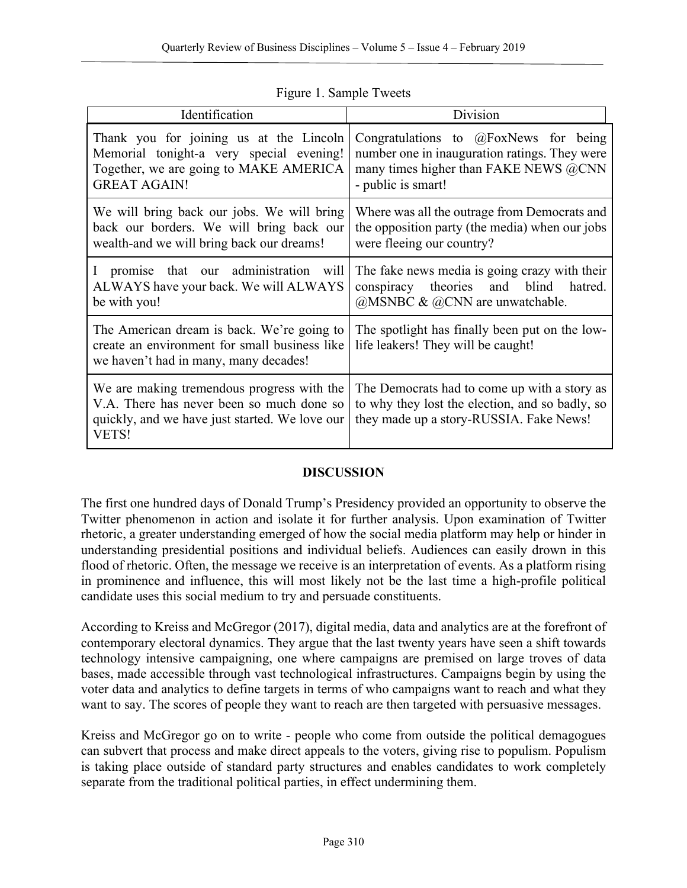Figure 1. Sample Tweets

| Identification | Division |
| --- | --- |
| Thank you for joining us at the Lincoln Memorial tonight-a very special evening! Together, we are going to MAKE AMERICA GREAT AGAIN! | Congratulations to @FoxNews for being number one in inauguration ratings. They were many times higher than FAKE NEWS @CNN - public is smart! |
| We will bring back our jobs. We will bring back our borders. We will bring back our wealth-and we will bring back our dreams! | Where was all the outrage from Democrats and the opposition party (the media) when our jobs were fleeing our country? |
| I promise that our administration will ALWAYS have your back. We will ALWAYS be with you! | The fake news media is going crazy with their conspiracy theories and blind hatred. @MSNBC & @CNN are unwatchable. |
| The American dream is back. We're going to create an environment for small business like we haven't had in many, many decades! | The spotlight has finally been put on the low-life leakers! They will be caught! |
| We are making tremendous progress with the V.A. There has never been so much done so quickly, and we have just started. We love our VETS! | The Democrats had to come up with a story as to why they lost the election, and so badly, so they made up a story-RUSSIA. Fake News! |

## DISCUSSION

The first one hundred days of Donald Trump's Presidency provided an opportunity to observe the Twitter phenomenon in action and isolate it for further analysis. Upon examination of Twitter rhetoric, a greater understanding emerged of how the social media platform may help or hinder in understanding presidential positions and individual beliefs. Audiences can easily drown in this flood of rhetoric. Often, the message we receive is an interpretation of events. As a platform rising in prominence and influence, this will most likely not be the last time a high-profile political candidate uses this social medium to try and persuade constituents.

According to Kreiss and McGregor (2017), digital media, data and analytics are at the forefront of contemporary electoral dynamics. They argue that the last twenty years have seen a shift towards technology intensive campaigning, one where campaigns are premised on large troves of data bases, made accessible through vast technological infrastructures. Campaigns begin by using the voter data and analytics to define targets in terms of who campaigns want to reach and what they want to say. The scores of people they want to reach are then targeted with persuasive messages.

Kreiss and McGregor go on to write - people who come from outside the political demagogues can subvert that process and make direct appeals to the voters, giving rise to populism. Populism is taking place outside of standard party structures and enables candidates to work completely separate from the traditional political parties, in effect undermining them.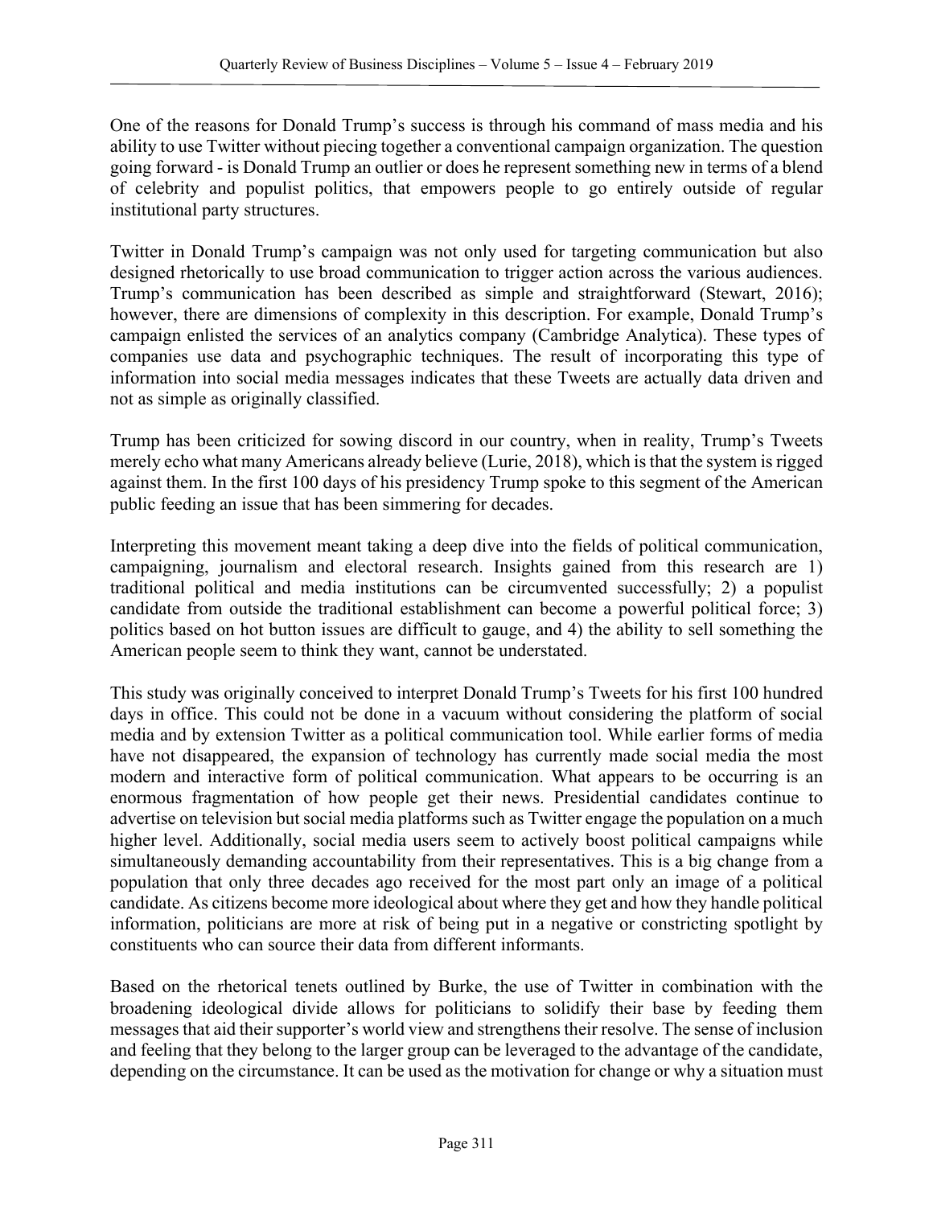One of the reasons for Donald Trump's success is through his command of mass media and his ability to use Twitter without piecing together a conventional campaign organization. The question going forward - is Donald Trump an outlier or does he represent something new in terms of a blend of celebrity and populist politics, that empowers people to go entirely outside of regular institutional party structures.

Twitter in Donald Trump's campaign was not only used for targeting communication but also designed rhetorically to use broad communication to trigger action across the various audiences. Trump's communication has been described as simple and straightforward (Stewart, 2016); however, there are dimensions of complexity in this description. For example, Donald Trump's campaign enlisted the services of an analytics company (Cambridge Analytica). These types of companies use data and psychographic techniques. The result of incorporating this type of information into social media messages indicates that these Tweets are actually data driven and not as simple as originally classified.

Trump has been criticized for sowing discord in our country, when in reality, Trump's Tweets merely echo what many Americans already believe (Lurie, 2018), which is that the system is rigged against them. In the first 100 days of his presidency Trump spoke to this segment of the American public feeding an issue that has been simmering for decades.

Interpreting this movement meant taking a deep dive into the fields of political communication, campaigning, journalism and electoral research. Insights gained from this research are 1) traditional political and media institutions can be circumvented successfully; 2) a populist candidate from outside the traditional establishment can become a powerful political force; 3) politics based on hot button issues are difficult to gauge, and 4) the ability to sell something the American people seem to think they want, cannot be understated.

This study was originally conceived to interpret Donald Trump's Tweets for his first 100 hundred days in office. This could not be done in a vacuum without considering the platform of social media and by extension Twitter as a political communication tool. While earlier forms of media have not disappeared, the expansion of technology has currently made social media the most modern and interactive form of political communication. What appears to be occurring is an enormous fragmentation of how people get their news. Presidential candidates continue to advertise on television but social media platforms such as Twitter engage the population on a much higher level. Additionally, social media users seem to actively boost political campaigns while simultaneously demanding accountability from their representatives. This is a big change from a population that only three decades ago received for the most part only an image of a political candidate. As citizens become more ideological about where they get and how they handle political information, politicians are more at risk of being put in a negative or constricting spotlight by constituents who can source their data from different informants.

Based on the rhetorical tenets outlined by Burke, the use of Twitter in combination with the broadening ideological divide allows for politicians to solidify their base by feeding them messages that aid their supporter's world view and strengthens their resolve. The sense of inclusion and feeling that they belong to the larger group can be leveraged to the advantage of the candidate, depending on the circumstance. It can be used as the motivation for change or why a situation must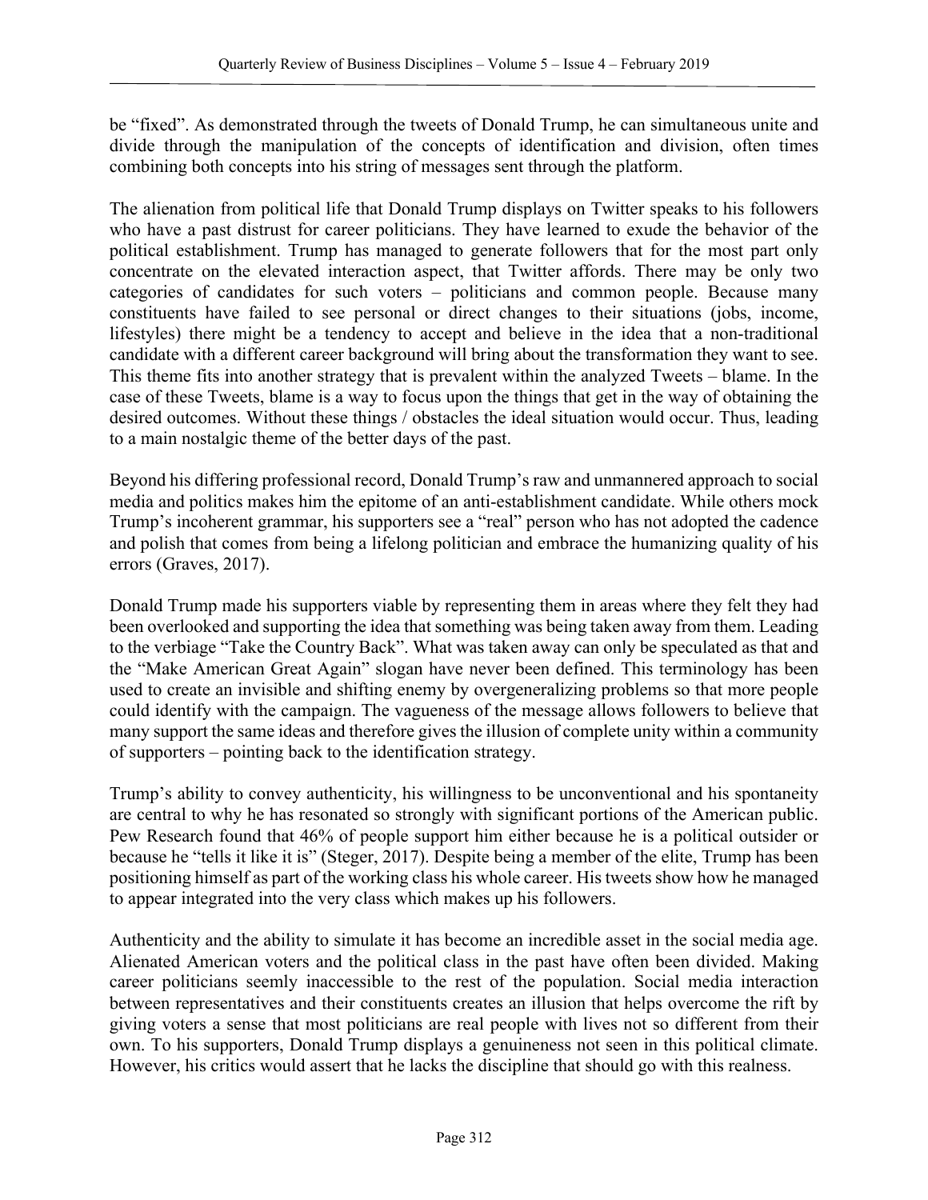be "fixed". As demonstrated through the tweets of Donald Trump, he can simultaneous unite and divide through the manipulation of the concepts of identification and division, often times combining both concepts into his string of messages sent through the platform.

The alienation from political life that Donald Trump displays on Twitter speaks to his followers who have a past distrust for career politicians. They have learned to exude the behavior of the political establishment. Trump has managed to generate followers that for the most part only concentrate on the elevated interaction aspect, that Twitter affords. There may be only two categories of candidates for such voters – politicians and common people. Because many constituents have failed to see personal or direct changes to their situations (jobs, income, lifestyles) there might be a tendency to accept and believe in the idea that a non-traditional candidate with a different career background will bring about the transformation they want to see. This theme fits into another strategy that is prevalent within the analyzed Tweets – blame. In the case of these Tweets, blame is a way to focus upon the things that get in the way of obtaining the desired outcomes. Without these things / obstacles the ideal situation would occur. Thus, leading to a main nostalgic theme of the better days of the past.

Beyond his differing professional record, Donald Trump's raw and unmannered approach to social media and politics makes him the epitome of an anti-establishment candidate. While others mock Trump's incoherent grammar, his supporters see a "real" person who has not adopted the cadence and polish that comes from being a lifelong politician and embrace the humanizing quality of his errors (Graves, 2017).

Donald Trump made his supporters viable by representing them in areas where they felt they had been overlooked and supporting the idea that something was being taken away from them. Leading to the verbiage "Take the Country Back". What was taken away can only be speculated as that and the "Make American Great Again" slogan have never been defined. This terminology has been used to create an invisible and shifting enemy by overgeneralizing problems so that more people could identify with the campaign. The vagueness of the message allows followers to believe that many support the same ideas and therefore gives the illusion of complete unity within a community of supporters – pointing back to the identification strategy.

Trump's ability to convey authenticity, his willingness to be unconventional and his spontaneity are central to why he has resonated so strongly with significant portions of the American public. Pew Research found that 46% of people support him either because he is a political outsider or because he "tells it like it is" (Steger, 2017). Despite being a member of the elite, Trump has been positioning himself as part of the working class his whole career. His tweets show how he managed to appear integrated into the very class which makes up his followers.

Authenticity and the ability to simulate it has become an incredible asset in the social media age. Alienated American voters and the political class in the past have often been divided. Making career politicians seemly inaccessible to the rest of the population. Social media interaction between representatives and their constituents creates an illusion that helps overcome the rift by giving voters a sense that most politicians are real people with lives not so different from their own. To his supporters, Donald Trump displays a genuineness not seen in this political climate. However, his critics would assert that he lacks the discipline that should go with this realness.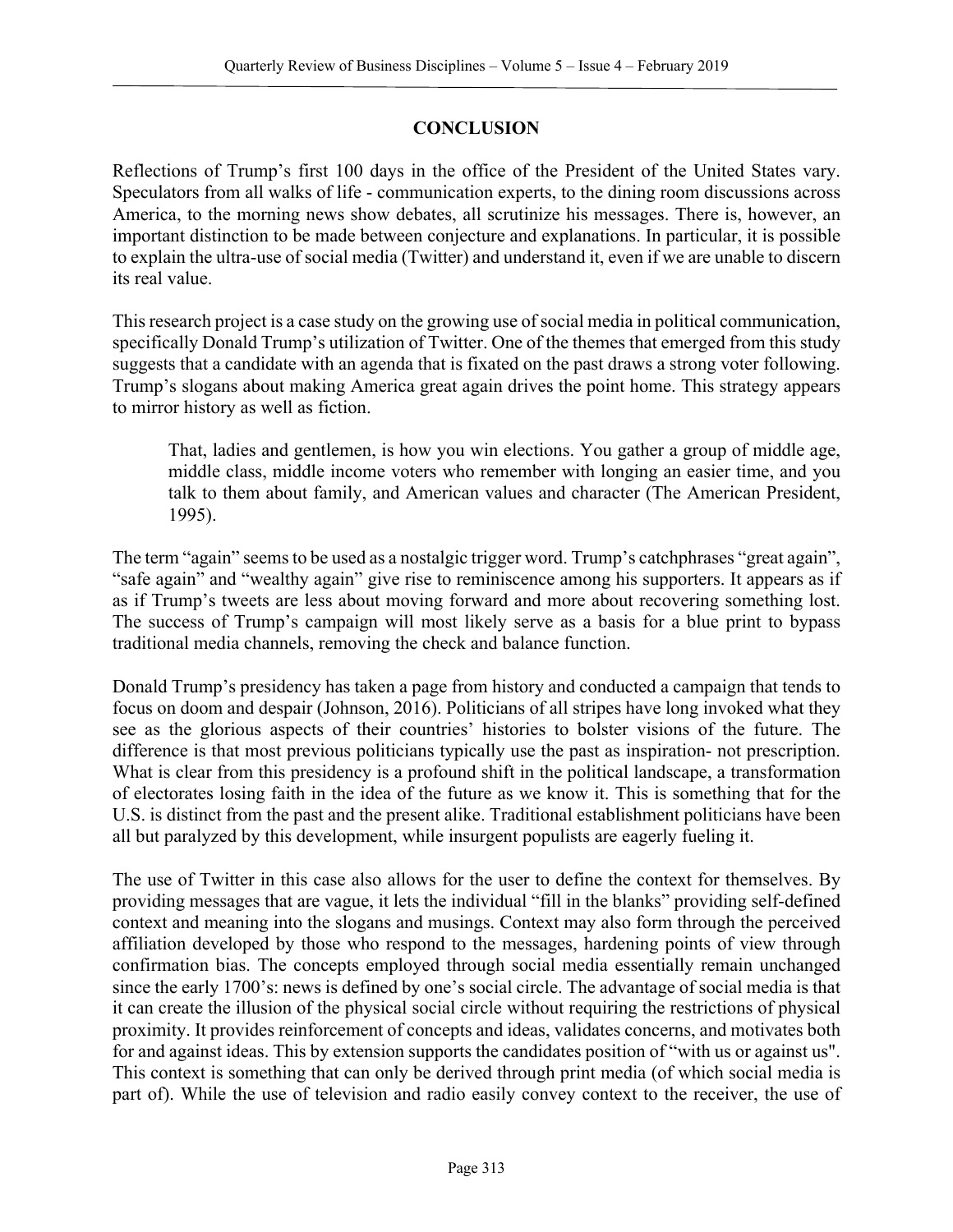## CONCLUSION

Reflections of Trump's first 100 days in the office of the President of the United States vary. Speculators from all walks of life - communication experts, to the dining room discussions across America, to the morning news show debates, all scrutinize his messages. There is, however, an important distinction to be made between conjecture and explanations. In particular, it is possible to explain the ultra-use of social media (Twitter) and understand it, even if we are unable to discern its real value.

This research project is a case study on the growing use of social media in political communication, specifically Donald Trump's utilization of Twitter. One of the themes that emerged from this study suggests that a candidate with an agenda that is fixated on the past draws a strong voter following. Trump's slogans about making America great again drives the point home. This strategy appears to mirror history as well as fiction.

> That, ladies and gentlemen, is how you win elections. You gather a group of middle age, middle class, middle income voters who remember with longing an easier time, and you talk to them about family, and American values and character (The American President, 1995).

The term "again" seems to be used as a nostalgic trigger word. Trump's catchphrases "great again", "safe again" and "wealthy again" give rise to reminiscence among his supporters. It appears as if as if Trump's tweets are less about moving forward and more about recovering something lost. The success of Trump's campaign will most likely serve as a basis for a blue print to bypass traditional media channels, removing the check and balance function.

Donald Trump's presidency has taken a page from history and conducted a campaign that tends to focus on doom and despair (Johnson, 2016). Politicians of all stripes have long invoked what they see as the glorious aspects of their countries' histories to bolster visions of the future. The difference is that most previous politicians typically use the past as inspiration- not prescription. What is clear from this presidency is a profound shift in the political landscape, a transformation of electorates losing faith in the idea of the future as we know it. This is something that for the U.S. is distinct from the past and the present alike. Traditional establishment politicians have been all but paralyzed by this development, while insurgent populists are eagerly fueling it.

The use of Twitter in this case also allows for the user to define the context for themselves. By providing messages that are vague, it lets the individual "fill in the blanks" providing self-defined context and meaning into the slogans and musings. Context may also form through the perceived affiliation developed by those who respond to the messages, hardening points of view through confirmation bias. The concepts employed through social media essentially remain unchanged since the early 1700's: news is defined by one's social circle. The advantage of social media is that it can create the illusion of the physical social circle without requiring the restrictions of physical proximity. It provides reinforcement of concepts and ideas, validates concerns, and motivates both for and against ideas. This by extension supports the candidates position of "with us or against us". This context is something that can only be derived through print media (of which social media is part of). While the use of television and radio easily convey context to the receiver, the use of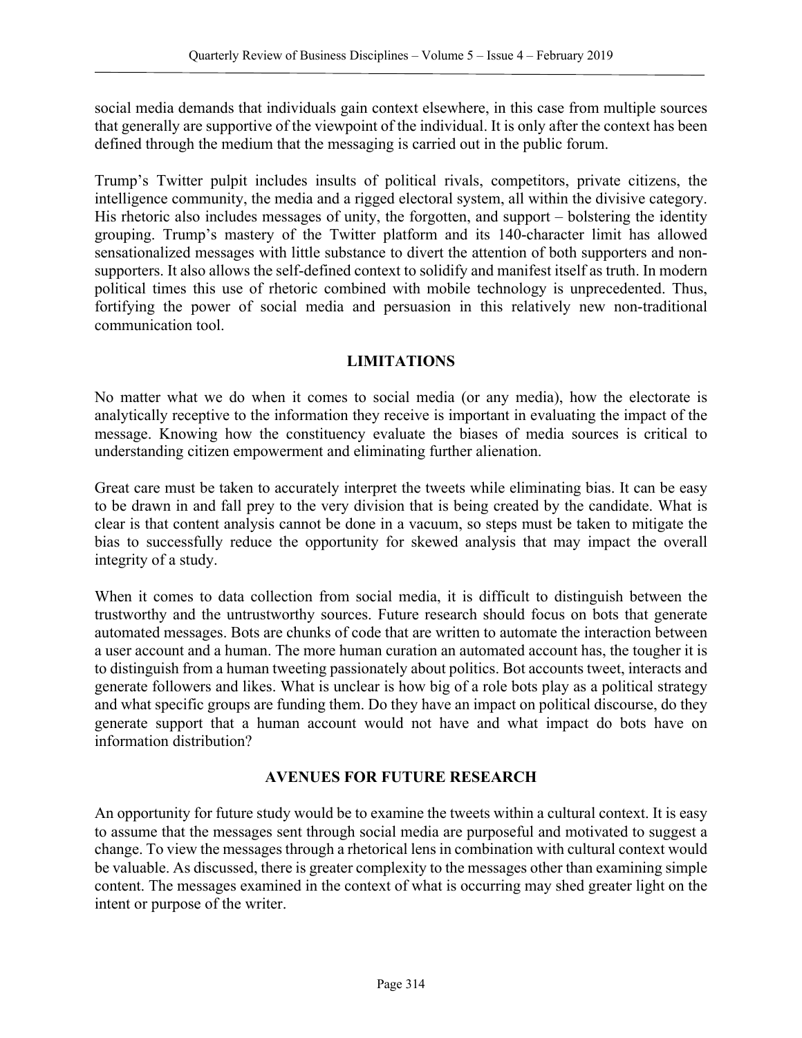social media demands that individuals gain context elsewhere, in this case from multiple sources that generally are supportive of the viewpoint of the individual. It is only after the context has been defined through the medium that the messaging is carried out in the public forum.

Trump's Twitter pulpit includes insults of political rivals, competitors, private citizens, the intelligence community, the media and a rigged electoral system, all within the divisive category. His rhetoric also includes messages of unity, the forgotten, and support – bolstering the identity grouping. Trump's mastery of the Twitter platform and its 140-character limit has allowed sensationalized messages with little substance to divert the attention of both supporters and non-supporters. It also allows the self-defined context to solidify and manifest itself as truth. In modern political times this use of rhetoric combined with mobile technology is unprecedented. Thus, fortifying the power of social media and persuasion in this relatively new non-traditional communication tool.

## LIMITATIONS

No matter what we do when it comes to social media (or any media), how the electorate is analytically receptive to the information they receive is important in evaluating the impact of the message. Knowing how the constituency evaluate the biases of media sources is critical to understanding citizen empowerment and eliminating further alienation.

Great care must be taken to accurately interpret the tweets while eliminating bias. It can be easy to be drawn in and fall prey to the very division that is being created by the candidate. What is clear is that content analysis cannot be done in a vacuum, so steps must be taken to mitigate the bias to successfully reduce the opportunity for skewed analysis that may impact the overall integrity of a study.

When it comes to data collection from social media, it is difficult to distinguish between the trustworthy and the untrustworthy sources. Future research should focus on bots that generate automated messages. Bots are chunks of code that are written to automate the interaction between a user account and a human. The more human curation an automated account has, the tougher it is to distinguish from a human tweeting passionately about politics. Bot accounts tweet, interacts and generate followers and likes. What is unclear is how big of a role bots play as a political strategy and what specific groups are funding them. Do they have an impact on political discourse, do they generate support that a human account would not have and what impact do bots have on information distribution?

## AVENUES FOR FUTURE RESEARCH

An opportunity for future study would be to examine the tweets within a cultural context. It is easy to assume that the messages sent through social media are purposeful and motivated to suggest a change. To view the messages through a rhetorical lens in combination with cultural context would be valuable. As discussed, there is greater complexity to the messages other than examining simple content. The messages examined in the context of what is occurring may shed greater light on the intent or purpose of the writer.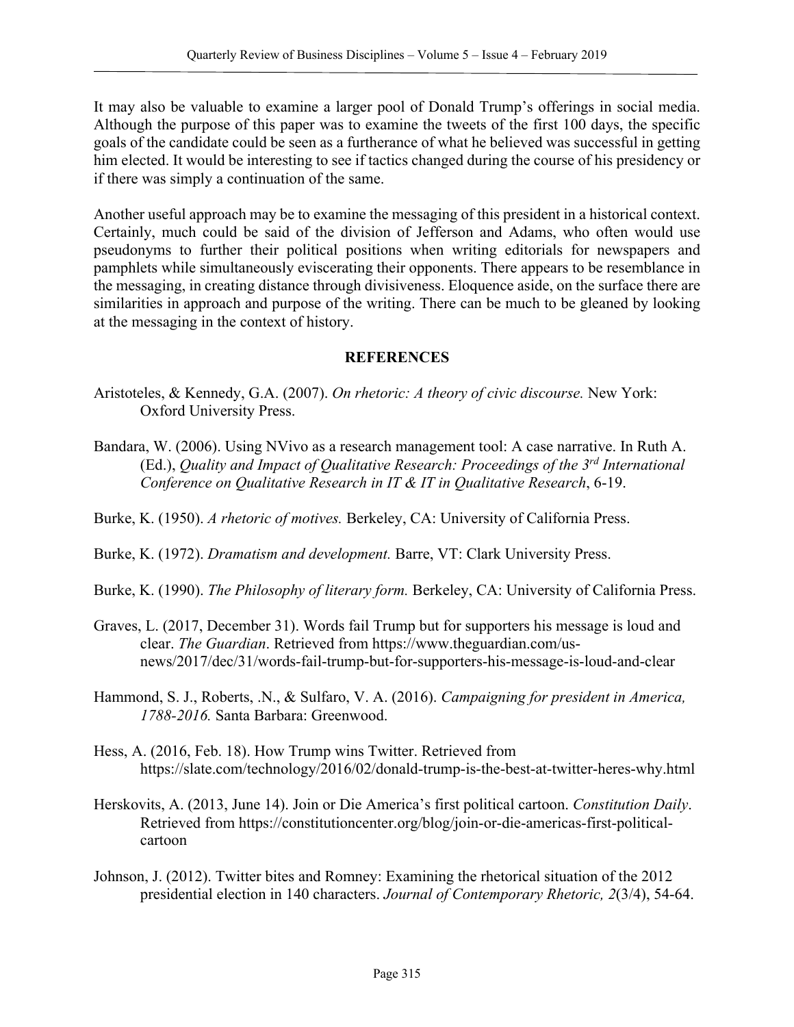It may also be valuable to examine a larger pool of Donald Trump's offerings in social media. Although the purpose of this paper was to examine the tweets of the first 100 days, the specific goals of the candidate could be seen as a furtherance of what he believed was successful in getting him elected. It would be interesting to see if tactics changed during the course of his presidency or if there was simply a continuation of the same.

Another useful approach may be to examine the messaging of this president in a historical context. Certainly, much could be said of the division of Jefferson and Adams, who often would use pseudonyms to further their political positions when writing editorials for newspapers and pamphlets while simultaneously eviscerating their opponents. There appears to be resemblance in the messaging, in creating distance through divisiveness. Eloquence aside, on the surface there are similarities in approach and purpose of the writing. There can be much to be gleaned by looking at the messaging in the context of history.

## REFERENCES

Aristoteles, & Kennedy, G.A. (2007). *On rhetoric: A theory of civic discourse.* New York: Oxford University Press.

Bandara, W. (2006). Using NVivo as a research management tool: A case narrative. In Ruth A. (Ed.), *Quality and Impact of Qualitative Research: Proceedings of the 3rd International Conference on Qualitative Research in IT & IT in Qualitative Research*, 6-19.

Burke, K. (1950). *A rhetoric of motives.* Berkeley, CA: University of California Press.

Burke, K. (1972). *Dramatism and development.* Barre, VT: Clark University Press.

Burke, K. (1990). *The Philosophy of literary form.* Berkeley, CA: University of California Press.

Graves, L. (2017, December 31). Words fail Trump but for supporters his message is loud and clear. *The Guardian*. Retrieved from https://www.theguardian.com/us-news/2017/dec/31/words-fail-trump-but-for-supporters-his-message-is-loud-and-clear

Hammond, S. J., Roberts, .N., & Sulfaro, V. A. (2016). *Campaigning for president in America, 1788-2016.* Santa Barbara: Greenwood.

Hess, A. (2016, Feb. 18). How Trump wins Twitter. Retrieved from https://slate.com/technology/2016/02/donald-trump-is-the-best-at-twitter-heres-why.html

Herskovits, A. (2013, June 14). Join or Die America's first political cartoon. *Constitution Daily*. Retrieved from https://constitutioncenter.org/blog/join-or-die-americas-first-political-cartoon

Johnson, J. (2012). Twitter bites and Romney: Examining the rhetorical situation of the 2012 presidential election in 140 characters. *Journal of Contemporary Rhetoric, 2*(3/4), 54-64.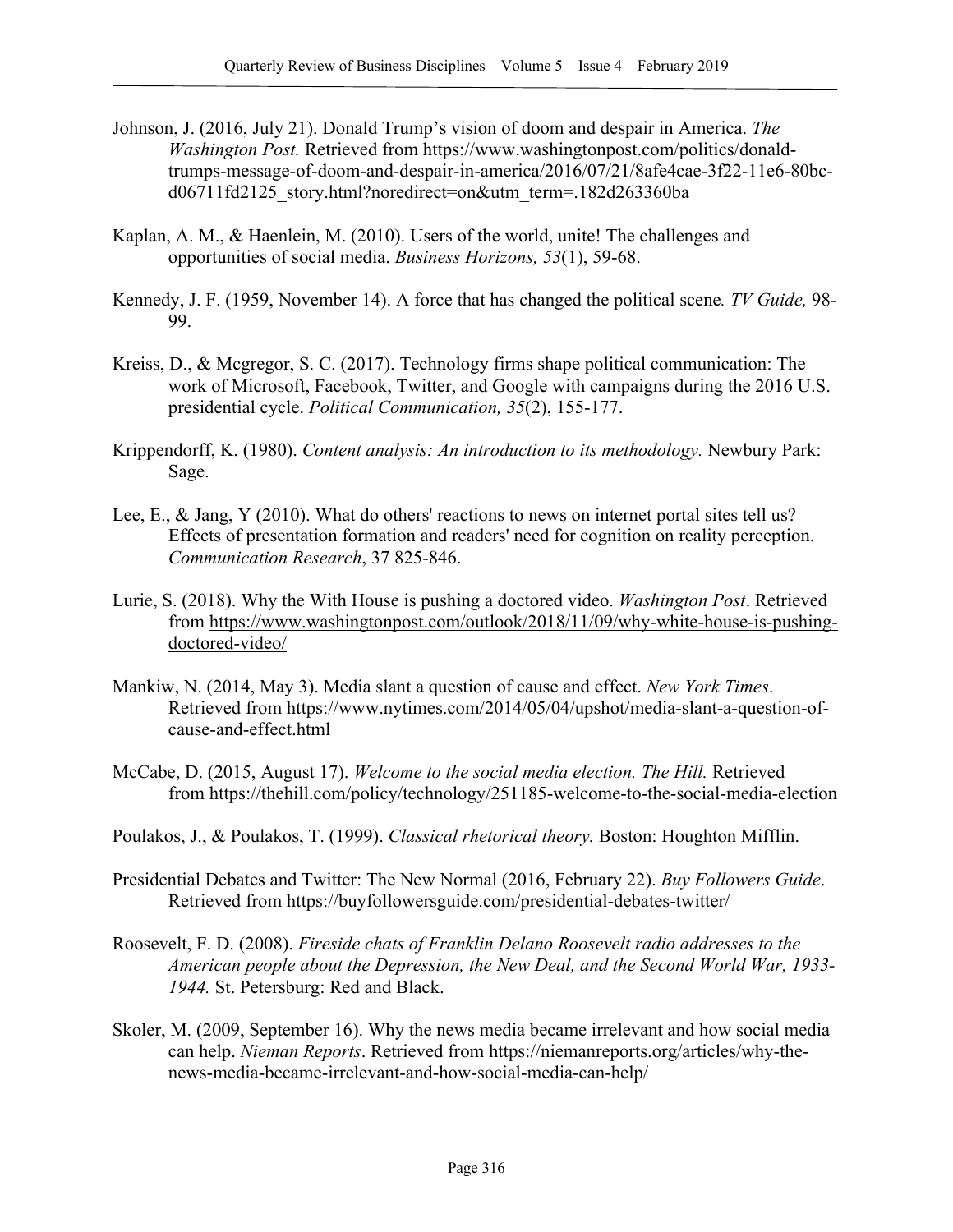Johnson, J. (2016, July 21). Donald Trump's vision of doom and despair in America. *The Washington Post.* Retrieved from https://www.washingtonpost.com/politics/donald-trumps-message-of-doom-and-despair-in-america/2016/07/21/8afe4cae-3f22-11e6-80bc-d06711fd2125_story.html?noredirect=on&utm_term=.182d263360ba

Kaplan, A. M., & Haenlein, M. (2010). Users of the world, unite! The challenges and opportunities of social media. *Business Horizons, 53*(1), 59-68.

Kennedy, J. F. (1959, November 14). A force that has changed the political scene*. TV Guide,* 98-99.

Kreiss, D., & Mcgregor, S. C. (2017). Technology firms shape political communication: The work of Microsoft, Facebook, Twitter, and Google with campaigns during the 2016 U.S. presidential cycle. *Political Communication, 35*(2), 155-177.

Krippendorff, K. (1980). *Content analysis: An introduction to its methodology.* Newbury Park: Sage.

Lee, E., & Jang, Y (2010). What do others' reactions to news on internet portal sites tell us? Effects of presentation formation and readers' need for cognition on reality perception. *Communication Research*, 37 825-846.

Lurie, S. (2018). Why the With House is pushing a doctored video. *Washington Post*. Retrieved from https://www.washingtonpost.com/outlook/2018/11/09/why-white-house-is-pushing-doctored-video/

Mankiw, N. (2014, May 3). Media slant a question of cause and effect. *New York Times*. Retrieved from https://www.nytimes.com/2014/05/04/upshot/media-slant-a-question-of-cause-and-effect.html

McCabe, D. (2015, August 17). *Welcome to the social media election. The Hill.* Retrieved from https://thehill.com/policy/technology/251185-welcome-to-the-social-media-election

Poulakos, J., & Poulakos, T. (1999). *Classical rhetorical theory.* Boston: Houghton Mifflin.

Presidential Debates and Twitter: The New Normal (2016, February 22). *Buy Followers Guide*. Retrieved from https://buyfollowersguide.com/presidential-debates-twitter/

Roosevelt, F. D. (2008). *Fireside chats of Franklin Delano Roosevelt radio addresses to the American people about the Depression, the New Deal, and the Second World War, 1933-1944.* St. Petersburg: Red and Black.

Skoler, M. (2009, September 16). Why the news media became irrelevant and how social media can help. *Nieman Reports*. Retrieved from https://niemanreports.org/articles/why-the-news-media-became-irrelevant-and-how-social-media-can-help/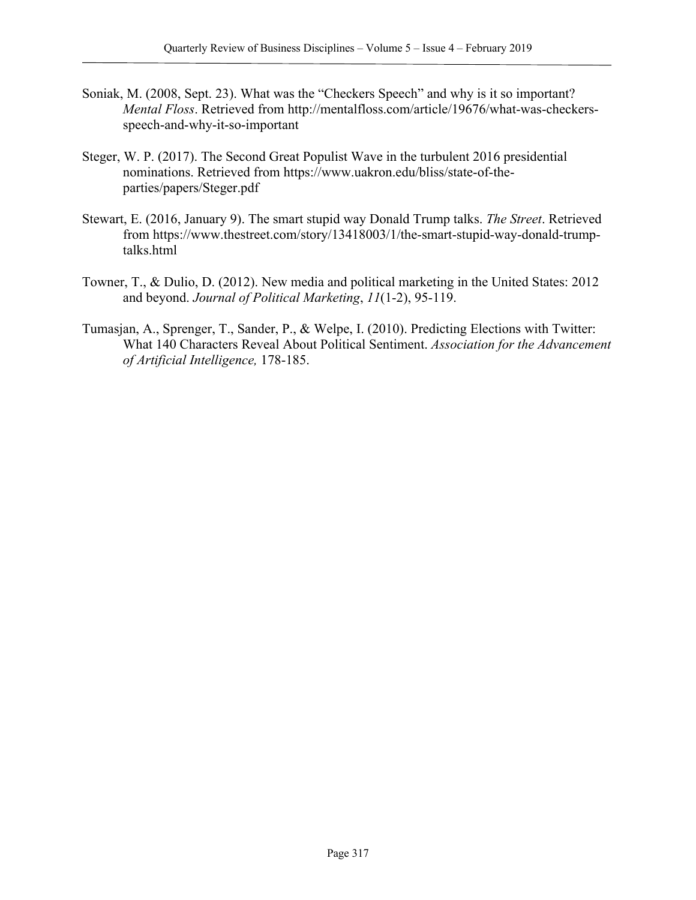Soniak, M. (2008, Sept. 23). What was the "Checkers Speech" and why is it so important? *Mental Floss*. Retrieved from http://mentalfloss.com/article/19676/what-was-checkers-speech-and-why-it-so-important

Steger, W. P. (2017). The Second Great Populist Wave in the turbulent 2016 presidential nominations. Retrieved from https://www.uakron.edu/bliss/state-of-the-parties/papers/Steger.pdf

Stewart, E. (2016, January 9). The smart stupid way Donald Trump talks. *The Street*. Retrieved from https://www.thestreet.com/story/13418003/1/the-smart-stupid-way-donald-trump-talks.html

Towner, T., & Dulio, D. (2012). New media and political marketing in the United States: 2012 and beyond. *Journal of Political Marketing*, *11*(1-2), 95-119.

Tumasjan, A., Sprenger, T., Sander, P., & Welpe, I. (2010). Predicting Elections with Twitter: What 140 Characters Reveal About Political Sentiment. *Association for the Advancement of Artificial Intelligence,* 178-185.